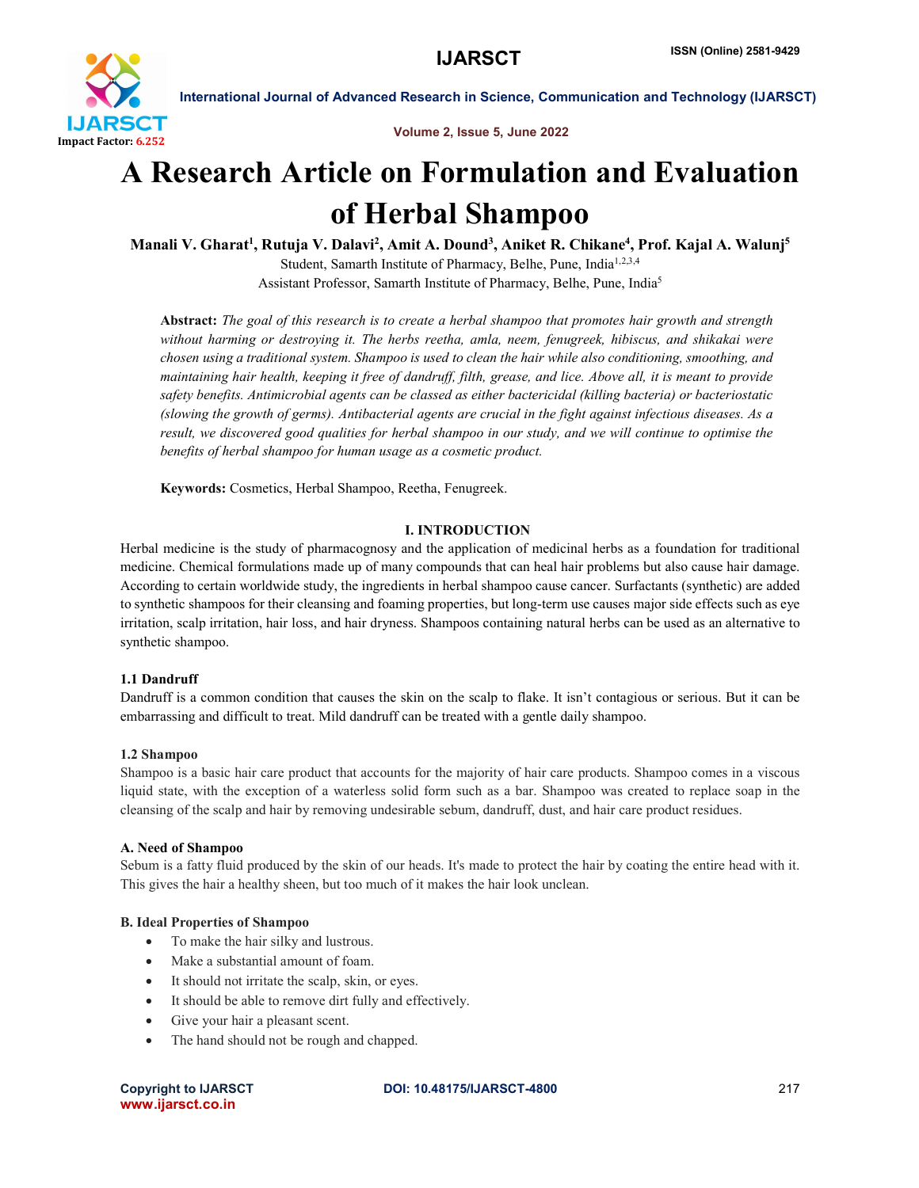# A Research Article on Formulation and Evaluation of Herbal Shampoo

**Manali V. Gharat[1], Rutuja V. Dalavi[2], Amit A. Dound[3], Aniket R. Chikane[4], Prof. Kajal A. Walunj[5]**

Student, Samarth Institute of Pharmacy, Belhe, Pune, India[1,2,3,4]

Assistant Professor, Samarth Institute of Pharmacy, Belhe, Pune, India[5]

**Abstract:** *The goal of this research is to create a herbal shampoo that promotes hair growth and strength without harming or destroying it. The herbs reetha, amla, neem, fenugreek, hibiscus, and shikakai were chosen using a traditional system. Shampoo is used to clean the hair while also conditioning, smoothing, and maintaining hair health, keeping it free of dandruff, filth, grease, and lice. Above all, it is meant to provide safety benefits. Antimicrobial agents can be classed as either bactericidal (killing bacteria) or bacteriostatic (slowing the growth of germs). Antibacterial agents are crucial in the fight against infectious diseases. As a result, we discovered good qualities for herbal shampoo in our study, and we will continue to optimise the benefits of herbal shampoo for human usage as a cosmetic product.*

**Keywords:** Cosmetics, Herbal Shampoo, Reetha, Fenugreek.

## I. INTRODUCTION

Herbal medicine is the study of pharmacognosy and the application of medicinal herbs as a foundation for traditional medicine. Chemical formulations made up of many compounds that can heal hair problems but also cause hair damage. According to certain worldwide study, the ingredients in herbal shampoo cause cancer. Surfactants (synthetic) are added to synthetic shampoos for their cleansing and foaming properties, but long-term use causes major side effects such as eye irritation, scalp irritation, hair loss, and hair dryness. Shampoos containing natural herbs can be used as an alternative to synthetic shampoo.

### 1.1 Dandruff

Dandruff is a common condition that causes the skin on the scalp to flake. It isn't contagious or serious. But it can be embarrassing and difficult to treat. Mild dandruff can be treated with a gentle daily shampoo.

### 1.2 Shampoo

Shampoo is a basic hair care product that accounts for the majority of hair care products. Shampoo comes in a viscous liquid state, with the exception of a waterless solid form such as a bar. Shampoo was created to replace soap in the cleansing of the scalp and hair by removing undesirable sebum, dandruff, dust, and hair care product residues.

### A. Need of Shampoo

Sebum is a fatty fluid produced by the skin of our heads. It's made to protect the hair by coating the entire head with it. This gives the hair a healthy sheen, but too much of it makes the hair look unclean.

### B. Ideal Properties of Shampoo

- To make the hair silky and lustrous.
- Make a substantial amount of foam.
- It should not irritate the scalp, skin, or eyes.
- It should be able to remove dirt fully and effectively.
- Give your hair a pleasant scent.
- The hand should not be rough and chapped.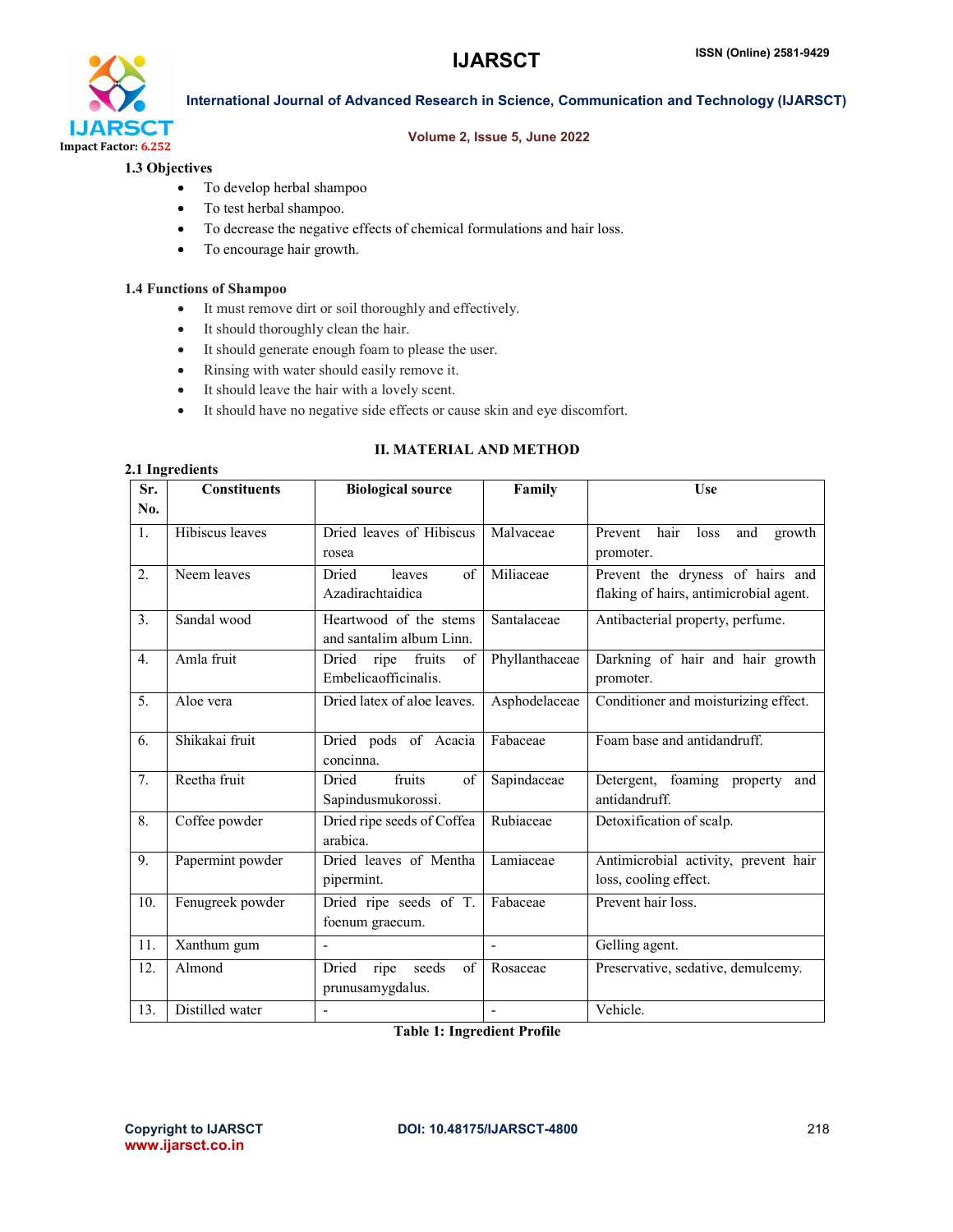### 1.3 Objectives

- To develop herbal shampoo
- To test herbal shampoo.
- To decrease the negative effects of chemical formulations and hair loss.
- To encourage hair growth.

### 1.4 Functions of Shampoo

- It must remove dirt or soil thoroughly and effectively.
- It should thoroughly clean the hair.
- It should generate enough foam to please the user.
- Rinsing with water should easily remove it.
- It should leave the hair with a lovely scent.
- It should have no negative side effects or cause skin and eye discomfort.

## II. MATERIAL AND METHOD

### 2.1 Ingredients

| Sr. No. | Constituents | Biological source | Family | Use |
|---|---|---|---|---|
| 1. | Hibiscus leaves | Dried leaves of Hibiscus rosea | Malvaceae | Prevent hair loss and growth promoter. |
| 2. | Neem leaves | Dried leaves of Azadirachtaidica | Miliaceae | Prevent the dryness of hairs and flaking of hairs, antimicrobial agent. |
| 3. | Sandal wood | Heartwood of the stems and santalim album Linn. | Santalaceae | Antibacterial property, perfume. |
| 4. | Amla fruit | Dried ripe fruits of Embelicaofficinalis. | Phyllanthaceae | Darkning of hair and hair growth promoter. |
| 5. | Aloe vera | Dried latex of aloe leaves. | Asphodelaceae | Conditioner and moisturizing effect. |
| 6. | Shikakai fruit | Dried pods of Acacia concinna. | Fabaceae | Foam base and antidandruff. |
| 7. | Reetha fruit | Dried fruits of Sapindusmukorossi. | Sapindaceae | Detergent, foaming property and antidandruff. |
| 8. | Coffee powder | Dried ripe seeds of Coffea arabica. | Rubiaceae | Detoxification of scalp. |
| 9. | Papermint powder | Dried leaves of Mentha pipermint. | Lamiaceae | Antimicrobial activity, prevent hair loss, cooling effect. |
| 10. | Fenugreek powder | Dried ripe seeds of T. foenum graecum. | Fabaceae | Prevent hair loss. |
| 11. | Xanthum gum | - | - | Gelling agent. |
| 12. | Almond | Dried ripe seeds of prunusamygdalus. | Rosaceae | Preservative, sedative, demulcemy. |
| 13. | Distilled water | - | - | Vehicle. |

**Table 1: Ingredient Profile**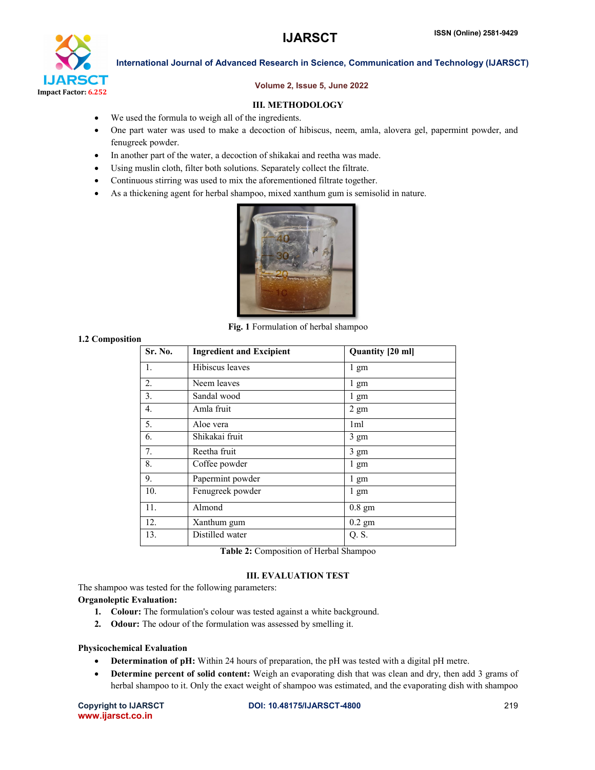## III. METHODOLOGY

- We used the formula to weigh all of the ingredients.
- One part water was used to make a decoction of hibiscus, neem, amla, alovera gel, papermint powder, and fenugreek powder.
- In another part of the water, a decoction of shikakai and reetha was made.
- Using muslin cloth, filter both solutions. Separately collect the filtrate.
- Continuous stirring was used to mix the aforementioned filtrate together.
- As a thickening agent for herbal shampoo, mixed xanthum gum is semisolid in nature.

**Fig. 1** Formulation of herbal shampoo

### 1.2 Composition

| Sr. No. | Ingredient and Excipient | Quantity [20 ml] |
|---|---|---|
| 1. | Hibiscus leaves | 1 gm |
| 2. | Neem leaves | 1 gm |
| 3. | Sandal wood | 1 gm |
| 4. | Amla fruit | 2 gm |
| 5. | Aloe vera | 1ml |
| 6. | Shikakai fruit | 3 gm |
| 7. | Reetha fruit | 3 gm |
| 8. | Coffee powder | 1 gm |
| 9. | Papermint powder | 1 gm |
| 10. | Fenugreek powder | 1 gm |
| 11. | Almond | 0.8 gm |
| 12. | Xanthum gum | 0.2 gm |
| 13. | Distilled water | Q. S. |

**Table 2:** Composition of Herbal Shampoo

## III. EVALUATION TEST

The shampoo was tested for the following parameters:

**Organoleptic Evaluation:**

1. **Colour:** The formulation's colour was tested against a white background.
2. **Odour:** The odour of the formulation was assessed by smelling it.

**Physicochemical Evaluation**

- **Determination of pH:** Within 24 hours of preparation, the pH was tested with a digital pH metre.
- **Determine percent of solid content:** Weigh an evaporating dish that was clean and dry, then add 3 grams of herbal shampoo to it. Only the exact weight of shampoo was estimated, and the evaporating dish with shampoo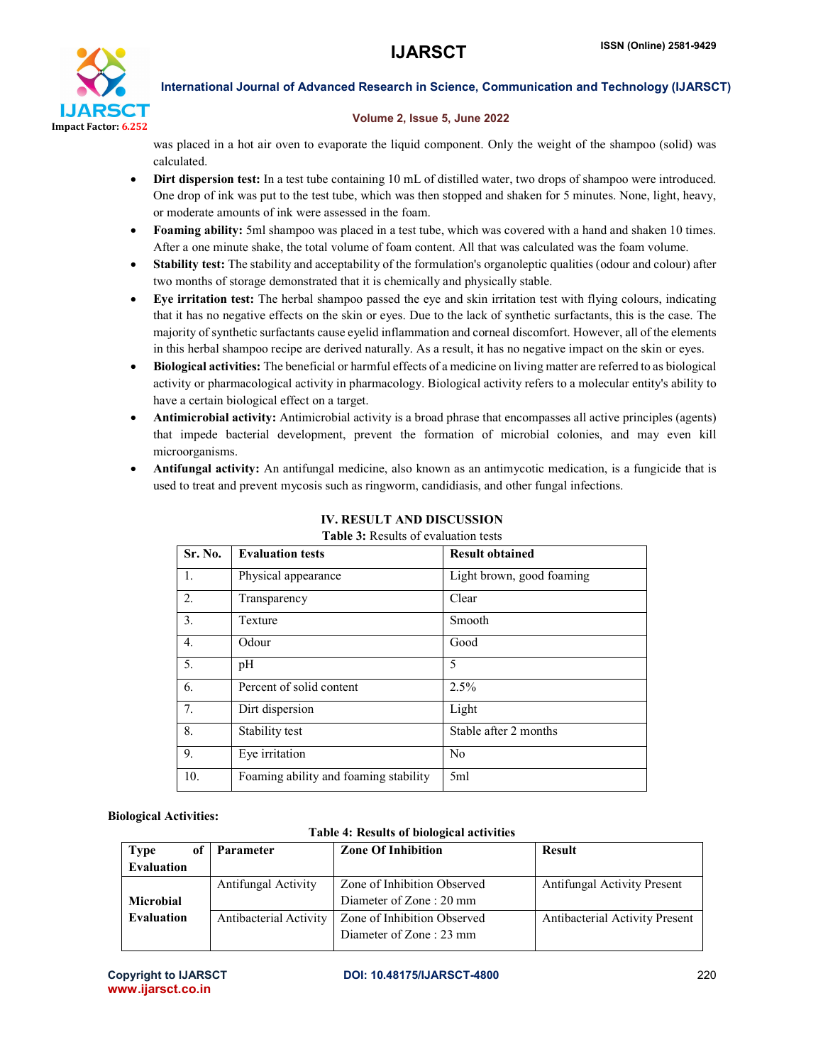was placed in a hot air oven to evaporate the liquid component. Only the weight of the shampoo (solid) was calculated.

- **Dirt dispersion test:** In a test tube containing 10 mL of distilled water, two drops of shampoo were introduced. One drop of ink was put to the test tube, which was then stopped and shaken for 5 minutes. None, light, heavy, or moderate amounts of ink were assessed in the foam.
- **Foaming ability:** 5ml shampoo was placed in a test tube, which was covered with a hand and shaken 10 times. After a one minute shake, the total volume of foam content. All that was calculated was the foam volume.
- **Stability test:** The stability and acceptability of the formulation's organoleptic qualities (odour and colour) after two months of storage demonstrated that it is chemically and physically stable.
- **Eye irritation test:** The herbal shampoo passed the eye and skin irritation test with flying colours, indicating that it has no negative effects on the skin or eyes. Due to the lack of synthetic surfactants, this is the case. The majority of synthetic surfactants cause eyelid inflammation and corneal discomfort. However, all of the elements in this herbal shampoo recipe are derived naturally. As a result, it has no negative impact on the skin or eyes.
- **Biological activities:** The beneficial or harmful effects of a medicine on living matter are referred to as biological activity or pharmacological activity in pharmacology. Biological activity refers to a molecular entity's ability to have a certain biological effect on a target.
- **Antimicrobial activity:** Antimicrobial activity is a broad phrase that encompasses all active principles (agents) that impede bacterial development, prevent the formation of microbial colonies, and may even kill microorganisms.
- **Antifungal activity:** An antifungal medicine, also known as an antimycotic medication, is a fungicide that is used to treat and prevent mycosis such as ringworm, candidiasis, and other fungal infections.

## IV. RESULT AND DISCUSSION

**Table 3:** Results of evaluation tests

| Sr. No. | Evaluation tests | Result obtained |
|---|---|---|
| 1. | Physical appearance | Light brown, good foaming |
| 2. | Transparency | Clear |
| 3. | Texture | Smooth |
| 4. | Odour | Good |
| 5. | pH | 5 |
| 6. | Percent of solid content | 2.5% |
| 7. | Dirt dispersion | Light |
| 8. | Stability test | Stable after 2 months |
| 9. | Eye irritation | No |
| 10. | Foaming ability and foaming stability | 5ml |

**Biological Activities:**

**Table 4: Results of biological activities**

| Type of Evaluation | Parameter | Zone Of Inhibition | Result |
|---|---|---|---|
| Microbial Evaluation | Antifungal Activity | Zone of Inhibition Observed Diameter of Zone : 20 mm | Antifungal Activity Present |
| | Antibacterial Activity | Zone of Inhibition Observed Diameter of Zone : 23 mm | Antibacterial Activity Present |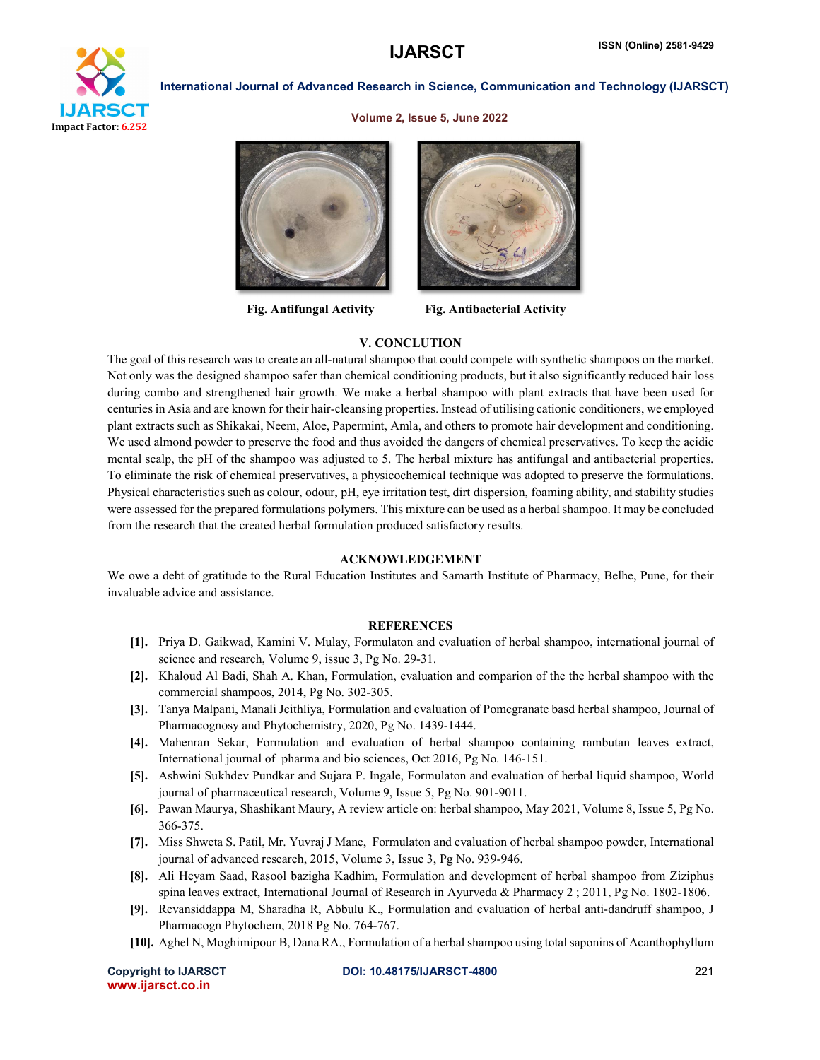Fig. Antifungal Activity

Fig. Antibacterial Activity

## V. CONCLUTION

The goal of this research was to create an all-natural shampoo that could compete with synthetic shampoos on the market. Not only was the designed shampoo safer than chemical conditioning products, but it also significantly reduced hair loss during combo and strengthened hair growth. We make a herbal shampoo with plant extracts that have been used for centuries in Asia and are known for their hair-cleansing properties. Instead of utilising cationic conditioners, we employed plant extracts such as Shikakai, Neem, Aloe, Papermint, Amla, and others to promote hair development and conditioning. We used almond powder to preserve the food and thus avoided the dangers of chemical preservatives. To keep the acidic mental scalp, the pH of the shampoo was adjusted to 5. The herbal mixture has antifungal and antibacterial properties. To eliminate the risk of chemical preservatives, a physicochemical technique was adopted to preserve the formulations. Physical characteristics such as colour, odour, pH, eye irritation test, dirt dispersion, foaming ability, and stability studies were assessed for the prepared formulations polymers. This mixture can be used as a herbal shampoo. It may be concluded from the research that the created herbal formulation produced satisfactory results.

## ACKNOWLEDGEMENT

We owe a debt of gratitude to the Rural Education Institutes and Samarth Institute of Pharmacy, Belhe, Pune, for their invaluable advice and assistance.

## REFERENCES

[1]. Priya D. Gaikwad, Kamini V. Mulay, Formulaton and evaluation of herbal shampoo, international journal of science and research, Volume 9, issue 3, Pg No. 29-31.

[2]. Khaloud Al Badi, Shah A. Khan, Formulation, evaluation and comparion of the the herbal shampoo with the commercial shampoos, 2014, Pg No. 302-305.

[3]. Tanya Malpani, Manali Jeithliya, Formulation and evaluation of Pomegranate basd herbal shampoo, Journal of Pharmacognosy and Phytochemistry, 2020, Pg No. 1439-1444.

[4]. Mahenran Sekar, Formulation and evaluation of herbal shampoo containing rambutan leaves extract, International journal of pharma and bio sciences, Oct 2016, Pg No. 146-151.

[5]. Ashwini Sukhdev Pundkar and Sujara P. Ingale, Formulaton and evaluation of herbal liquid shampoo, World journal of pharmaceutical research, Volume 9, Issue 5, Pg No. 901-9011.

[6]. Pawan Maurya, Shashikant Maury, A review article on: herbal shampoo, May 2021, Volume 8, Issue 5, Pg No. 366-375.

[7]. Miss Shweta S. Patil, Mr. Yuvraj J Mane, Formulaton and evaluation of herbal shampoo powder, International journal of advanced research, 2015, Volume 3, Issue 3, Pg No. 939-946.

[8]. Ali Heyam Saad, Rasool bazigha Kadhim, Formulation and development of herbal shampoo from Ziziphus spina leaves extract, International Journal of Research in Ayurveda & Pharmacy 2 ; 2011, Pg No. 1802-1806.

[9]. Revansiddappa M, Sharadha R, Abbulu K., Formulation and evaluation of herbal anti-dandruff shampoo, J Pharmacogn Phytochem, 2018 Pg No. 764-767.

[10]. Aghel N, Moghimipour B, Dana RA., Formulation of a herbal shampoo using total saponins of Acanthophyllum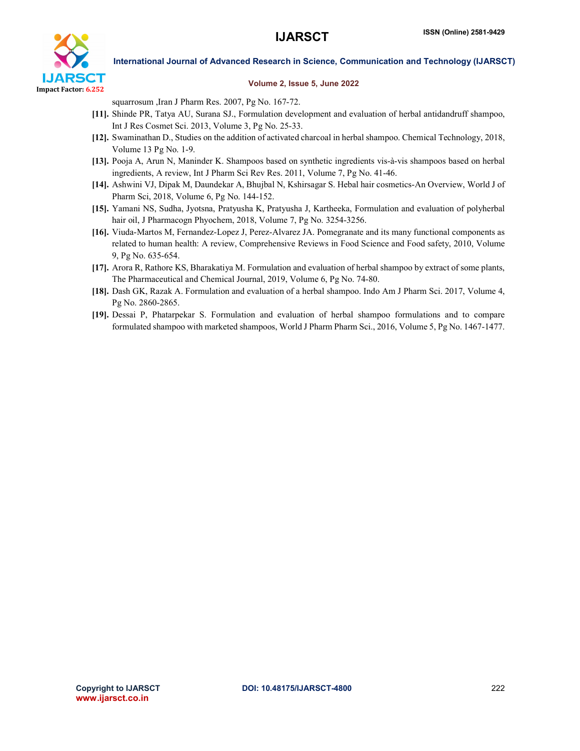squarrosum ,Iran J Pharm Res. 2007, Pg No. 167-72.

**[11].** Shinde PR, Tatya AU, Surana SJ., Formulation development and evaluation of herbal antidandruff shampoo, Int J Res Cosmet Sci. 2013, Volume 3, Pg No. 25-33.

**[12].** Swaminathan D., Studies on the addition of activated charcoal in herbal shampoo. Chemical Technology, 2018, Volume 13 Pg No. 1-9.

**[13].** Pooja A, Arun N, Maninder K. Shampoos based on synthetic ingredients vis-à-vis shampoos based on herbal ingredients, A review, Int J Pharm Sci Rev Res. 2011, Volume 7, Pg No. 41-46.

**[14].** Ashwini VJ, Dipak M, Daundekar A, Bhujbal N, Kshirsagar S. Hebal hair cosmetics-An Overview, World J of Pharm Sci, 2018, Volume 6, Pg No. 144-152.

**[15].** Yamani NS, Sudha, Jyotsna, Pratyusha K, Pratyusha J, Kartheeka, Formulation and evaluation of polyherbal hair oil, J Pharmacogn Phyochem, 2018, Volume 7, Pg No. 3254-3256.

**[16].** Viuda-Martos M, Fernandez-Lopez J, Perez-Alvarez JA. Pomegranate and its many functional components as related to human health: A review, Comprehensive Reviews in Food Science and Food safety, 2010, Volume 9, Pg No. 635-654.

**[17].** Arora R, Rathore KS, Bharakatiya M. Formulation and evaluation of herbal shampoo by extract of some plants, The Pharmaceutical and Chemical Journal, 2019, Volume 6, Pg No. 74-80.

**[18].** Dash GK, Razak A. Formulation and evaluation of a herbal shampoo. Indo Am J Pharm Sci. 2017, Volume 4, Pg No. 2860-2865.

**[19].** Dessai P, Phatarpekar S. Formulation and evaluation of herbal shampoo formulations and to compare formulated shampoo with marketed shampoos, World J Pharm Pharm Sci., 2016, Volume 5, Pg No. 1467-1477.